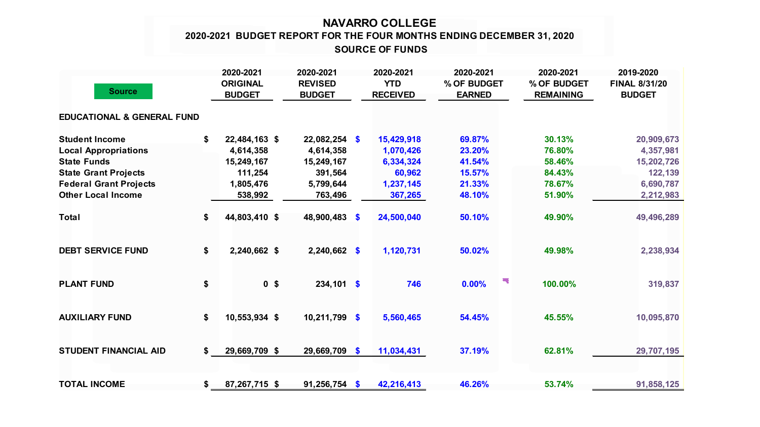# NAVARRO COLLEGE

## 2020-2021 BUDGET REPORT FOR THE FOUR MONTHS ENDING DECEMBER 31, 2020

### SOURCE OF FUNDS

| Source | 2020-2021 ORIGINAL BUDGET | 2020-2021 REVISED BUDGET | 2020-2021 YTD RECEIVED | 2020-2021 % OF BUDGET EARNED | 2020-2021 % OF BUDGET REMAINING | 2019-2020 FINAL 8/31/20 BUDGET |
|---|---|---|---|---|---|---|
| **EDUCATIONAL & GENERAL FUND** | | | | | | |
| Student Income | $ 22,484,163 | $ 22,082,254 | $ 15,429,918 | 69.87% | 30.13% | 20,909,673 |
| Local Appropriations | 4,614,358 | 4,614,358 | 1,070,426 | 23.20% | 76.80% | 4,357,981 |
| State Funds | 15,249,167 | 15,249,167 | 6,334,324 | 41.54% | 58.46% | 15,202,726 |
| State Grant Projects | 111,254 | 391,564 | 60,962 | 15.57% | 84.43% | 122,139 |
| Federal Grant Projects | 1,805,476 | 5,799,644 | 1,237,145 | 21.33% | 78.67% | 6,690,787 |
| Other Local Income | 538,992 | 763,496 | 367,265 | 48.10% | 51.90% | 2,212,983 |
| Total | $ 44,803,410 | $ 48,900,483 | $ 24,500,040 | 50.10% | 49.90% | 49,496,289 |
| **DEBT SERVICE FUND** | $ 2,240,662 | $ 2,240,662 | $ 1,120,731 | 50.02% | 49.98% | 2,238,934 |
| **PLANT FUND** | $ 0 | $ 234,101 | $ 746 | 0.00% | 100.00% | 319,837 |
| **AUXILIARY FUND** | $ 10,553,934 | $ 10,211,799 | $ 5,560,465 | 54.45% | 45.55% | 10,095,870 |
| **STUDENT FINANCIAL AID** | $ 29,669,709 | $ 29,669,709 | $ 11,034,431 | 37.19% | 62.81% | 29,707,195 |
| **TOTAL INCOME** | $ 87,267,715 | $ 91,256,754 | $ 42,216,413 | 46.26% | 53.74% | 91,858,125 |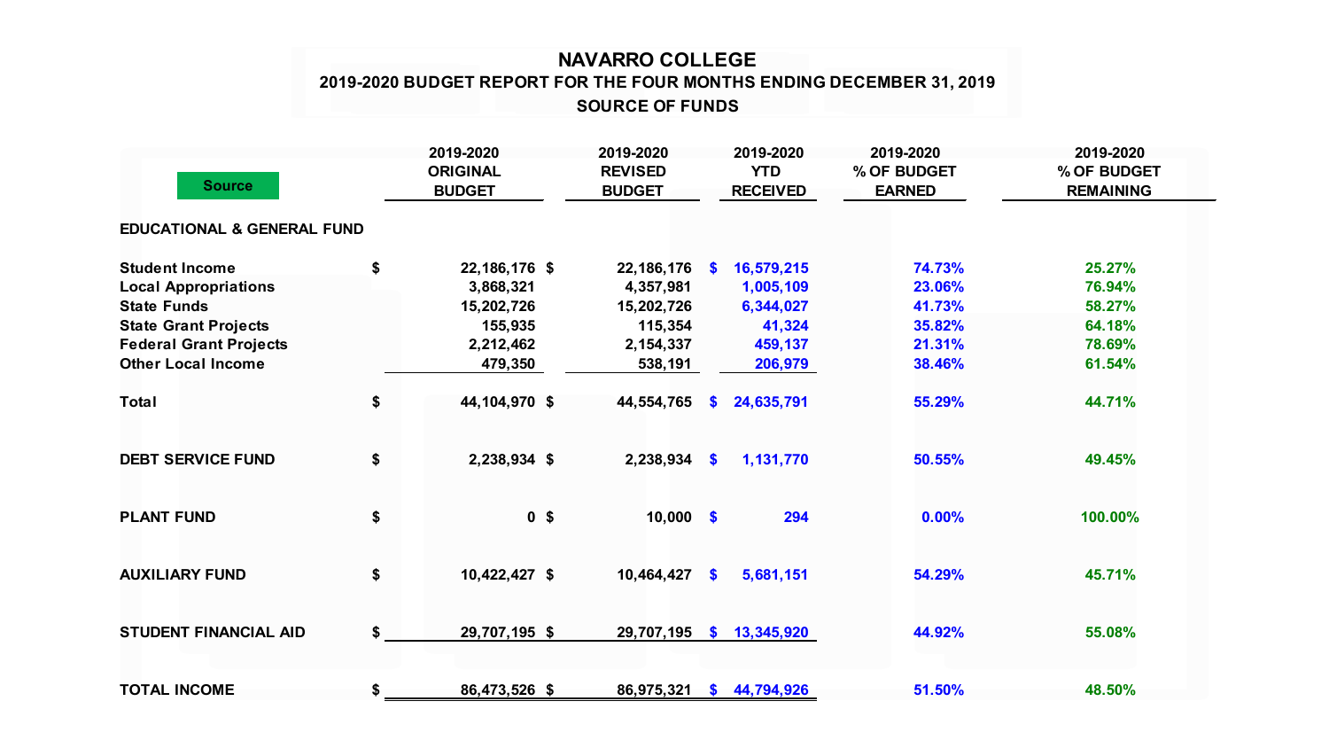# NAVARRO COLLEGE

## 2019-2020 BUDGET REPORT FOR THE FOUR MONTHS ENDING DECEMBER 31, 2019

### SOURCE OF FUNDS

| Source | 2019-2020 ORIGINAL BUDGET | 2019-2020 REVISED BUDGET | 2019-2020 YTD RECEIVED | 2019-2020 % OF BUDGET EARNED | 2019-2020 % OF BUDGET REMAINING |
|---|---|---|---|---|---|
| **EDUCATIONAL & GENERAL FUND** | | | | | |
| Student Income | $ 22,186,176 | $ 22,186,176 | $ 16,579,215 | 74.73% | 25.27% |
| Local Appropriations | 3,868,321 | 4,357,981 | 1,005,109 | 23.06% | 76.94% |
| State Funds | 15,202,726 | 15,202,726 | 6,344,027 | 41.73% | 58.27% |
| State Grant Projects | 155,935 | 115,354 | 41,324 | 35.82% | 64.18% |
| Federal Grant Projects | 2,212,462 | 2,154,337 | 459,137 | 21.31% | 78.69% |
| Other Local Income | 479,350 | 538,191 | 206,979 | 38.46% | 61.54% |
| **Total** | $ 44,104,970 | $ 44,554,765 | $ 24,635,791 | 55.29% | 44.71% |
| **DEBT SERVICE FUND** | $ 2,238,934 | $ 2,238,934 | $ 1,131,770 | 50.55% | 49.45% |
| **PLANT FUND** | $ 0 | $ 10,000 | $ 294 | 0.00% | 100.00% |
| **AUXILIARY FUND** | $ 10,422,427 | $ 10,464,427 | $ 5,681,151 | 54.29% | 45.71% |
| **STUDENT FINANCIAL AID** | $ 29,707,195 | $ 29,707,195 | $ 13,345,920 | 44.92% | 55.08% |
| **TOTAL INCOME** | $ 86,473,526 | $ 86,975,321 | $ 44,794,926 | 51.50% | 48.50% |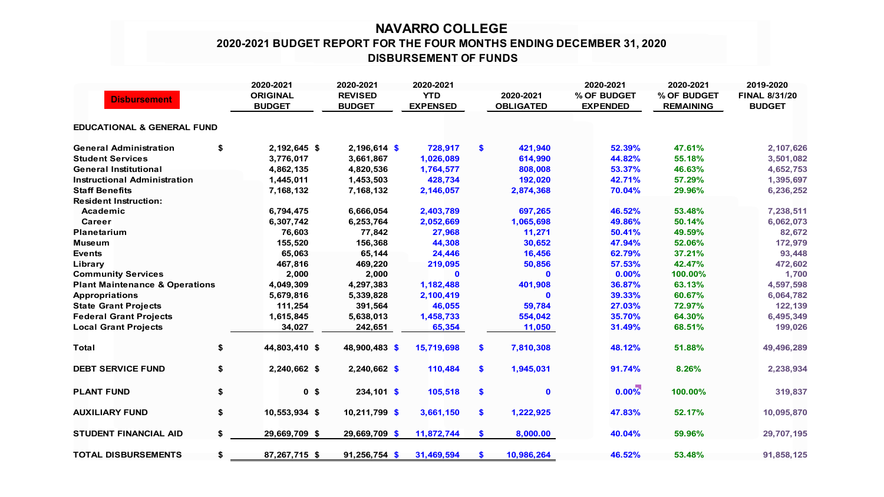# NAVARRO COLLEGE

## 2020-2021 BUDGET REPORT FOR THE FOUR MONTHS ENDING DECEMBER 31, 2020

## DISBURSEMENT OF FUNDS

| Disbursement | 2020-2021 ORIGINAL BUDGET | 2020-2021 REVISED BUDGET | 2020-2021 YTD EXPENSED | 2020-2021 OBLIGATED | 2020-2021 % OF BUDGET EXPENDED | 2020-2021 % OF BUDGET REMAINING | 2019-2020 FINAL 8/31/20 BUDGET |
|---|---|---|---|---|---|---|---|
| **EDUCATIONAL & GENERAL FUND** | | | | | | | |
| General Administration | $ 2,192,645 | $ 2,196,614 | $ 728,917 | $ 421,940 | 52.39% | 47.61% | 2,107,626 |
| Student Services | 3,776,017 | 3,661,867 | 1,026,089 | 614,990 | 44.82% | 55.18% | 3,501,082 |
| General Institutional | 4,862,135 | 4,820,536 | 1,764,577 | 808,008 | 53.37% | 46.63% | 4,652,753 |
| Instructional Administration | 1,445,011 | 1,453,503 | 428,734 | 192,020 | 42.71% | 57.29% | 1,395,697 |
| Staff Benefits | 7,168,132 | 7,168,132 | 2,146,057 | 2,874,368 | 70.04% | 29.96% | 6,236,252 |
| Resident Instruction: | | | | | | | |
| Academic | 6,794,475 | 6,666,054 | 2,403,789 | 697,265 | 46.52% | 53.48% | 7,238,511 |
| Career | 6,307,742 | 6,253,764 | 2,052,669 | 1,065,698 | 49.86% | 50.14% | 6,062,073 |
| Planetarium | 76,603 | 77,842 | 27,968 | 11,271 | 50.41% | 49.59% | 82,672 |
| Museum | 155,520 | 156,368 | 44,308 | 30,652 | 47.94% | 52.06% | 172,979 |
| Events | 65,063 | 65,144 | 24,446 | 16,456 | 62.79% | 37.21% | 93,448 |
| Library | 467,816 | 469,220 | 219,095 | 50,856 | 57.53% | 42.47% | 472,602 |
| Community Services | 2,000 | 2,000 | 0 | 0 | 0.00% | 100.00% | 1,700 |
| Plant Maintenance & Operations | 4,049,309 | 4,297,383 | 1,182,488 | 401,908 | 36.87% | 63.13% | 4,597,598 |
| Appropriations | 5,679,816 | 5,339,828 | 2,100,419 | 0 | 39.33% | 60.67% | 6,064,782 |
| State Grant Projects | 111,254 | 391,564 | 46,055 | 59,784 | 27.03% | 72.97% | 122,139 |
| Federal Grant Projects | 1,615,845 | 5,638,013 | 1,458,733 | 554,042 | 35.70% | 64.30% | 6,495,349 |
| Local Grant Projects | 34,027 | 242,651 | 65,354 | 11,050 | 31.49% | 68.51% | 199,026 |
| **Total** | $ 44,803,410 | $ 48,900,483 | $ 15,719,698 | $ 7,810,308 | 48.12% | 51.88% | 49,496,289 |
| **DEBT SERVICE FUND** | $ 2,240,662 | $ 2,240,662 | $ 110,484 | $ 1,945,031 | 91.74% | 8.26% | 2,238,934 |
| **PLANT FUND** | $ 0 | $ 234,101 | $ 105,518 | $ 0 | 0.00% | 100.00% | 319,837 |
| **AUXILIARY FUND** | $ 10,553,934 | $ 10,211,799 | $ 3,661,150 | $ 1,222,925 | 47.83% | 52.17% | 10,095,870 |
| **STUDENT FINANCIAL AID** | $ 29,669,709 | $ 29,669,709 | $ 11,872,744 | $ 8,000.00 | 40.04% | 59.96% | 29,707,195 |
| **TOTAL DISBURSEMENTS** | $ 87,267,715 | $ 91,256,754 | $ 31,469,594 | $ 10,986,264 | 46.52% | 53.48% | 91,858,125 |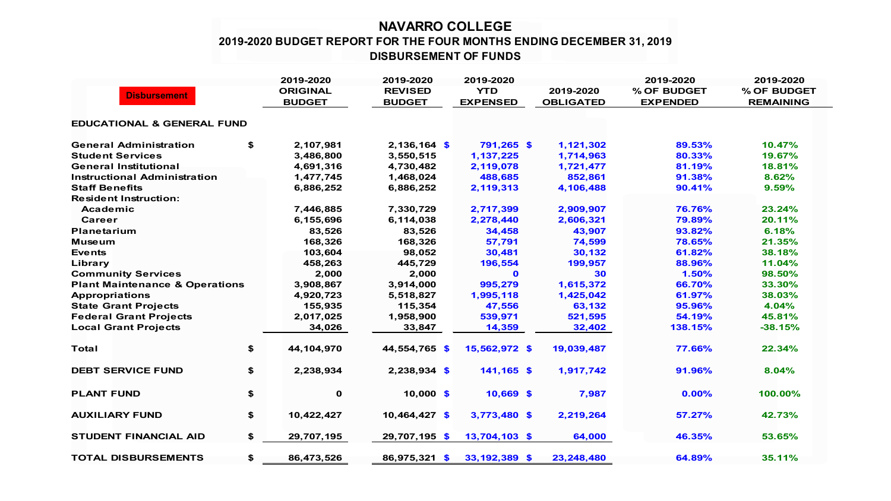# NAVARRO COLLEGE

## 2019-2020 BUDGET REPORT FOR THE FOUR MONTHS ENDING DECEMBER 31, 2019

## DISBURSEMENT OF FUNDS

| Disbursement | | 2019-2020 ORIGINAL BUDGET | 2019-2020 REVISED BUDGET | | 2019-2020 YTD EXPENSED | | 2019-2020 OBLIGATED | 2019-2020 % OF BUDGET EXPENDED | 2019-2020 % OF BUDGET REMAINING |
|---|---|---|---|---|---|---|---|---|---|
| **EDUCATIONAL & GENERAL FUND** | | | | | | | | | |
| General Administration | $ | 2,107,981 | 2,136,164 | $ | 791,265 | $ | 1,121,302 | 89.53% | 10.47% |
| Student Services | | 3,486,800 | 3,550,515 | | 1,137,225 | | 1,714,963 | 80.33% | 19.67% |
| General Institutional | | 4,691,316 | 4,730,482 | | 2,119,078 | | 1,721,477 | 81.19% | 18.81% |
| Instructional Administration | | 1,477,745 | 1,468,024 | | 488,685 | | 852,861 | 91.38% | 8.62% |
| Staff Benefits | | 6,886,252 | 6,886,252 | | 2,119,313 | | 4,106,488 | 90.41% | 9.59% |
| Resident Instruction: | | | | | | | | | |
| Academic | | 7,446,885 | 7,330,729 | | 2,717,399 | | 2,909,907 | 76.76% | 23.24% |
| Career | | 6,155,696 | 6,114,038 | | 2,278,440 | | 2,606,321 | 79.89% | 20.11% |
| Planetarium | | 83,526 | 83,526 | | 34,458 | | 43,907 | 93.82% | 6.18% |
| Museum | | 168,326 | 168,326 | | 57,791 | | 74,599 | 78.65% | 21.35% |
| Events | | 103,604 | 98,052 | | 30,481 | | 30,132 | 61.82% | 38.18% |
| Library | | 458,263 | 445,729 | | 196,554 | | 199,957 | 88.96% | 11.04% |
| Community Services | | 2,000 | 2,000 | | 0 | | 30 | 1.50% | 98.50% |
| Plant Maintenance & Operations | | 3,908,867 | 3,914,000 | | 995,279 | | 1,615,372 | 66.70% | 33.30% |
| Appropriations | | 4,920,723 | 5,518,827 | | 1,995,118 | | 1,425,042 | 61.97% | 38.03% |
| State Grant Projects | | 155,935 | 115,354 | | 47,556 | | 63,132 | 95.96% | 4.04% |
| Federal Grant Projects | | 2,017,025 | 1,958,900 | | 539,971 | | 521,595 | 54.19% | 45.81% |
| Local Grant Projects | | 34,026 | 33,847 | | 14,359 | | 32,402 | 138.15% | -38.15% |
| Total | $ | 44,104,970 | 44,554,765 | $ | 15,562,972 | $ | 19,039,487 | 77.66% | 22.34% |
| **DEBT SERVICE FUND** | $ | 2,238,934 | 2,238,934 | $ | 141,165 | $ | 1,917,742 | 91.96% | 8.04% |
| **PLANT FUND** | $ | 0 | 10,000 | $ | 10,669 | $ | 7,987 | 0.00% | 100.00% |
| **AUXILIARY FUND** | $ | 10,422,427 | 10,464,427 | $ | 3,773,480 | $ | 2,219,264 | 57.27% | 42.73% |
| **STUDENT FINANCIAL AID** | $ | 29,707,195 | 29,707,195 | $ | 13,704,103 | $ | 64,000 | 46.35% | 53.65% |
| **TOTAL DISBURSEMENTS** | $ | 86,473,526 | 86,975,321 | $ | 33,192,389 | $ | 23,248,480 | 64.89% | 35.11% |